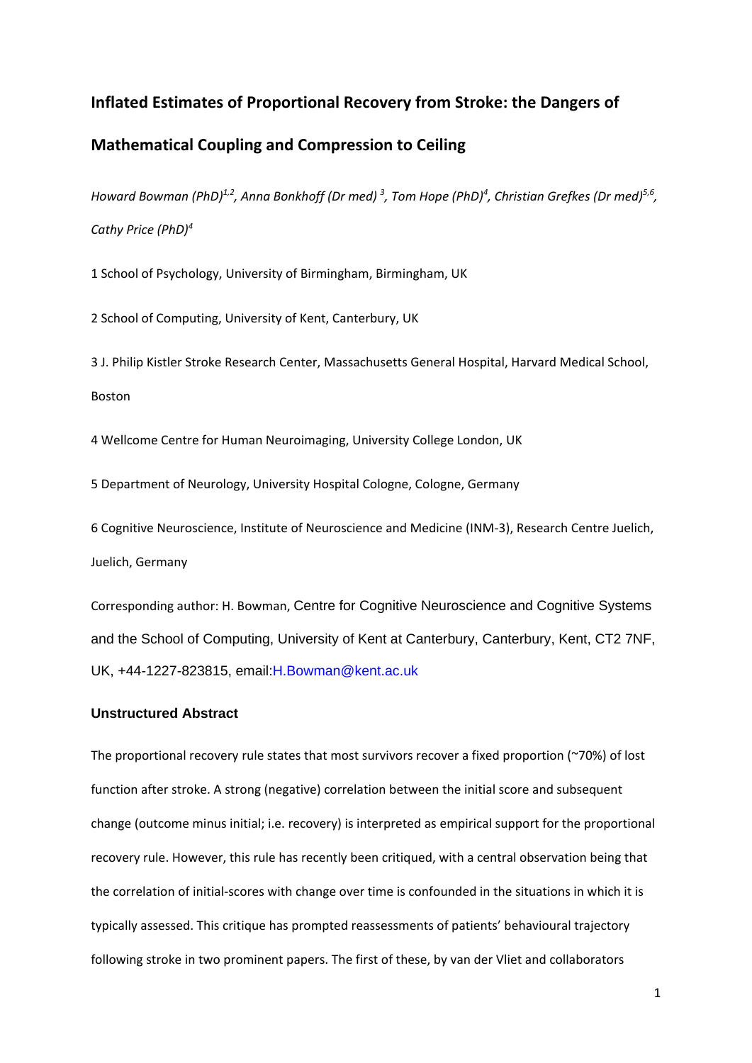# Inflated Estimates of Proportional Recovery from Stroke: the Dangers of Mathematical Coupling and Compression to Ceiling

*Howard Bowman (PhD)[1,2], Anna Bonkhoff (Dr med) [3], Tom Hope (PhD)[4], Christian Grefkes (Dr med)[5,6], Cathy Price (PhD)[4]*

1 School of Psychology, University of Birmingham, Birmingham, UK

2 School of Computing, University of Kent, Canterbury, UK

3 J. Philip Kistler Stroke Research Center, Massachusetts General Hospital, Harvard Medical School, Boston

4 Wellcome Centre for Human Neuroimaging, University College London, UK

5 Department of Neurology, University Hospital Cologne, Cologne, Germany

6 Cognitive Neuroscience, Institute of Neuroscience and Medicine (INM-3), Research Centre Juelich, Juelich, Germany

Corresponding author: H. Bowman, Centre for Cognitive Neuroscience and Cognitive Systems and the School of Computing, University of Kent at Canterbury, Canterbury, Kent, CT2 7NF, UK, +44-1227-823815, email:H.Bowman@kent.ac.uk

### Unstructured Abstract

The proportional recovery rule states that most survivors recover a fixed proportion (~70%) of lost function after stroke. A strong (negative) correlation between the initial score and subsequent change (outcome minus initial; i.e. recovery) is interpreted as empirical support for the proportional recovery rule. However, this rule has recently been critiqued, with a central observation being that the correlation of initial-scores with change over time is confounded in the situations in which it is typically assessed. This critique has prompted reassessments of patients' behavioural trajectory following stroke in two prominent papers. The first of these, by van der Vliet and collaborators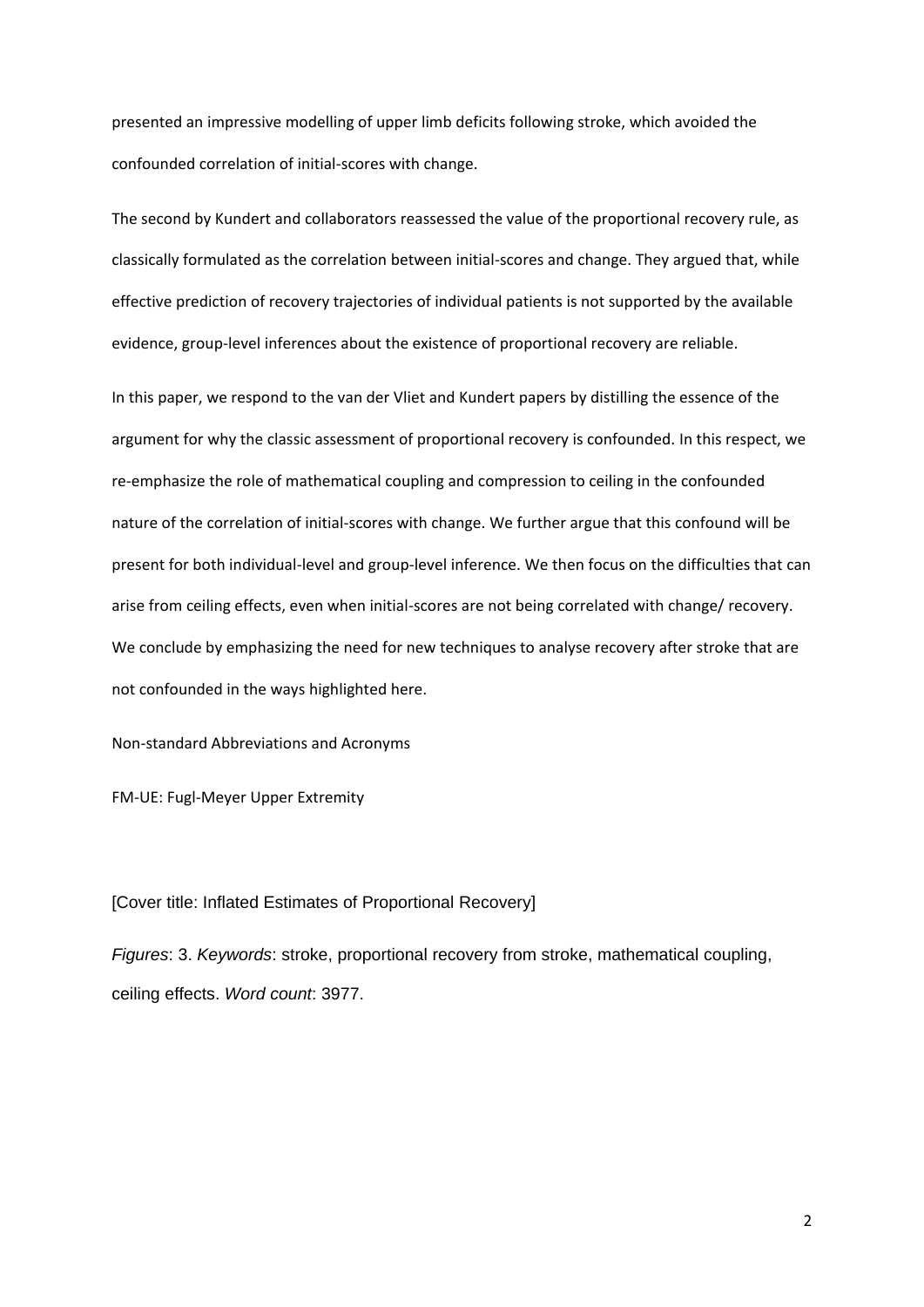presented an impressive modelling of upper limb deficits following stroke, which avoided the confounded correlation of initial-scores with change.

The second by Kundert and collaborators reassessed the value of the proportional recovery rule, as classically formulated as the correlation between initial-scores and change. They argued that, while effective prediction of recovery trajectories of individual patients is not supported by the available evidence, group-level inferences about the existence of proportional recovery are reliable.

In this paper, we respond to the van der Vliet and Kundert papers by distilling the essence of the argument for why the classic assessment of proportional recovery is confounded. In this respect, we re-emphasize the role of mathematical coupling and compression to ceiling in the confounded nature of the correlation of initial-scores with change. We further argue that this confound will be present for both individual-level and group-level inference. We then focus on the difficulties that can arise from ceiling effects, even when initial-scores are not being correlated with change/ recovery. We conclude by emphasizing the need for new techniques to analyse recovery after stroke that are not confounded in the ways highlighted here.

Non-standard Abbreviations and Acronyms

FM-UE: Fugl-Meyer Upper Extremity

[Cover title: Inflated Estimates of Proportional Recovery]

*Figures*: 3. *Keywords*: stroke, proportional recovery from stroke, mathematical coupling, ceiling effects. *Word count*: 3977.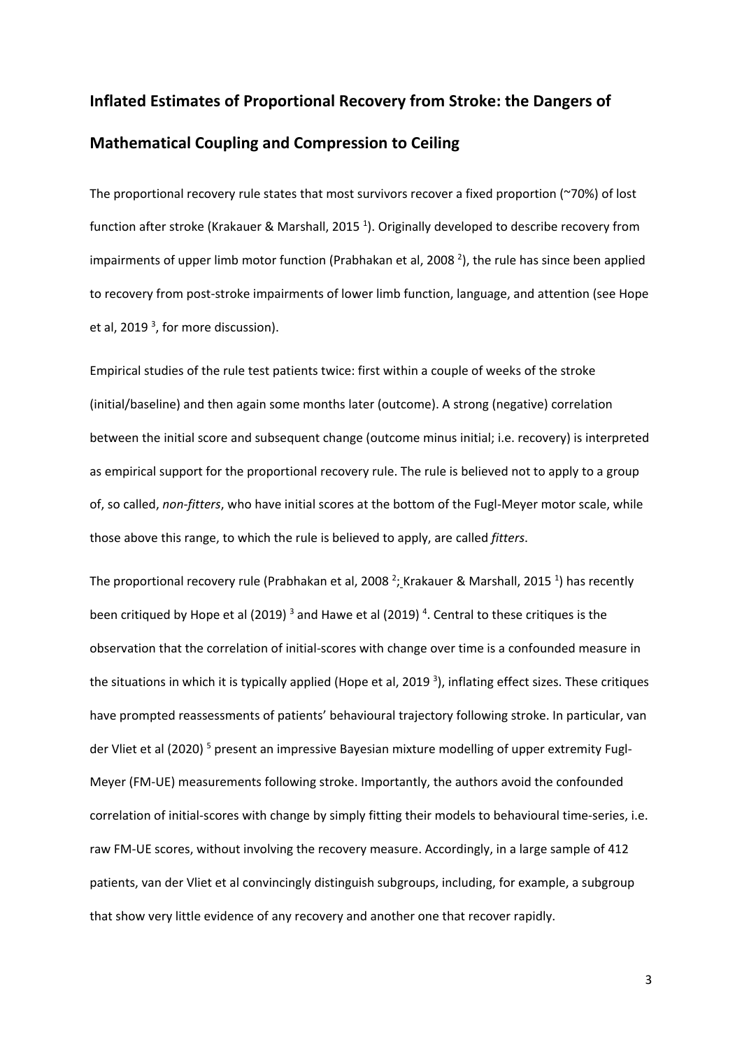# Inflated Estimates of Proportional Recovery from Stroke: the Dangers of Mathematical Coupling and Compression to Ceiling

The proportional recovery rule states that most survivors recover a fixed proportion (~70%) of lost function after stroke (Krakauer & Marshall, 2015 [1]). Originally developed to describe recovery from impairments of upper limb motor function (Prabhakan et al, 2008 [2]), the rule has since been applied to recovery from post-stroke impairments of lower limb function, language, and attention (see Hope et al, 2019 [3], for more discussion).

Empirical studies of the rule test patients twice: first within a couple of weeks of the stroke (initial/baseline) and then again some months later (outcome). A strong (negative) correlation between the initial score and subsequent change (outcome minus initial; i.e. recovery) is interpreted as empirical support for the proportional recovery rule. The rule is believed not to apply to a group of, so called, *non-fitters*, who have initial scores at the bottom of the Fugl-Meyer motor scale, while those above this range, to which the rule is believed to apply, are called *fitters*.

The proportional recovery rule (Prabhakan et al, 2008 [2]; Krakauer & Marshall, 2015 [1]) has recently been critiqued by Hope et al (2019) [3] and Hawe et al (2019) [4]. Central to these critiques is the observation that the correlation of initial-scores with change over time is a confounded measure in the situations in which it is typically applied (Hope et al, 2019 [3]), inflating effect sizes. These critiques have prompted reassessments of patients' behavioural trajectory following stroke. In particular, van der Vliet et al (2020) [5] present an impressive Bayesian mixture modelling of upper extremity Fugl-Meyer (FM-UE) measurements following stroke. Importantly, the authors avoid the confounded correlation of initial-scores with change by simply fitting their models to behavioural time-series, i.e. raw FM-UE scores, without involving the recovery measure. Accordingly, in a large sample of 412 patients, van der Vliet et al convincingly distinguish subgroups, including, for example, a subgroup that show very little evidence of any recovery and another one that recover rapidly.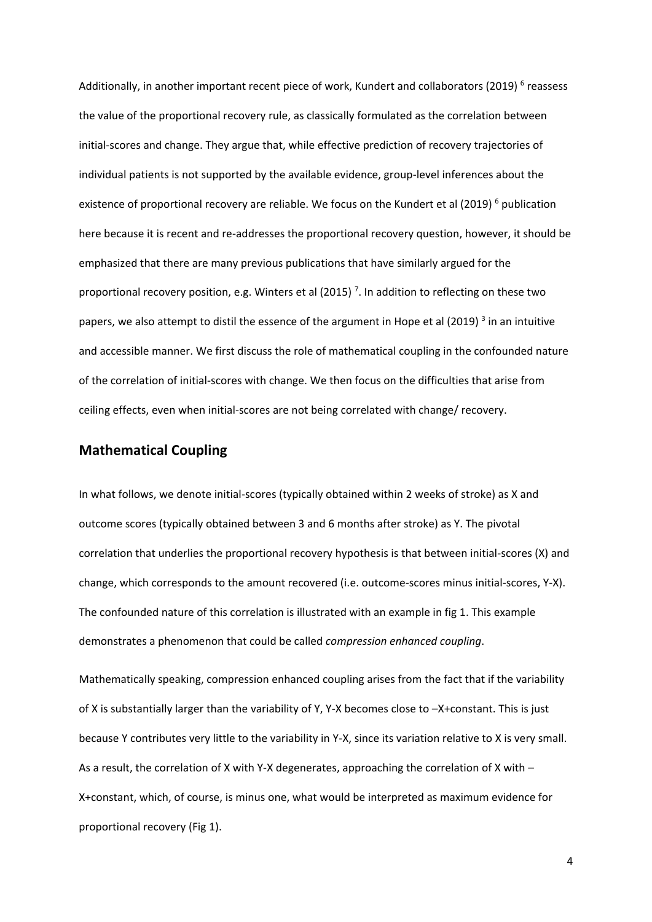Additionally, in another important recent piece of work, Kundert and collaborators (2019) [6] reassess the value of the proportional recovery rule, as classically formulated as the correlation between initial-scores and change. They argue that, while effective prediction of recovery trajectories of individual patients is not supported by the available evidence, group-level inferences about the existence of proportional recovery are reliable. We focus on the Kundert et al (2019) [6] publication here because it is recent and re-addresses the proportional recovery question, however, it should be emphasized that there are many previous publications that have similarly argued for the proportional recovery position, e.g. Winters et al (2015) [7]. In addition to reflecting on these two papers, we also attempt to distil the essence of the argument in Hope et al (2019) [3] in an intuitive and accessible manner. We first discuss the role of mathematical coupling in the confounded nature of the correlation of initial-scores with change. We then focus on the difficulties that arise from ceiling effects, even when initial-scores are not being correlated with change/ recovery.

## Mathematical Coupling

In what follows, we denote initial-scores (typically obtained within 2 weeks of stroke) as X and outcome scores (typically obtained between 3 and 6 months after stroke) as Y. The pivotal correlation that underlies the proportional recovery hypothesis is that between initial-scores (X) and change, which corresponds to the amount recovered (i.e. outcome-scores minus initial-scores, Y-X). The confounded nature of this correlation is illustrated with an example in fig 1. This example demonstrates a phenomenon that could be called *compression enhanced coupling*.

Mathematically speaking, compression enhanced coupling arises from the fact that if the variability of X is substantially larger than the variability of Y, Y-X becomes close to –X+constant. This is just because Y contributes very little to the variability in Y-X, since its variation relative to X is very small. As a result, the correlation of X with Y-X degenerates, approaching the correlation of X with –X+constant, which, of course, is minus one, what would be interpreted as maximum evidence for proportional recovery (Fig 1).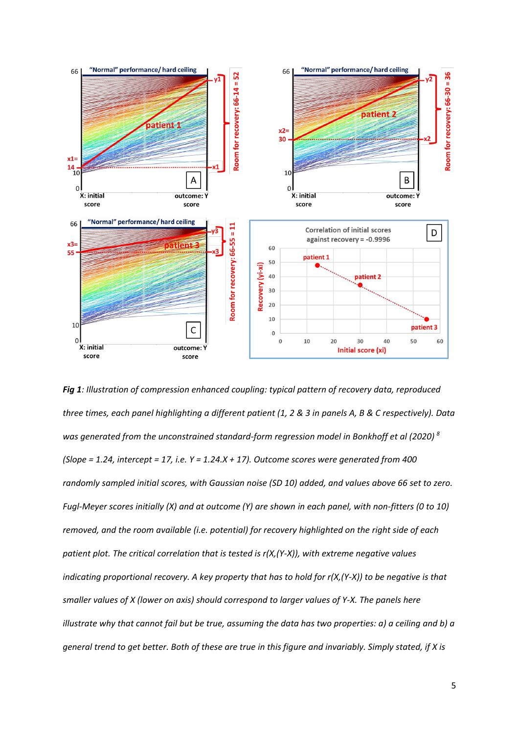***Fig 1**: Illustration of compression enhanced coupling: typical pattern of recovery data, reproduced three times, each panel highlighting a different patient (1, 2 & 3 in panels A, B & C respectively). Data was generated from the unconstrained standard-form regression model in Bonkhoff et al (2020) [8] (Slope = 1.24, intercept = 17, i.e. Y = 1.24.X + 17). Outcome scores were generated from 400 randomly sampled initial scores, with Gaussian noise (SD 10) added, and values above 66 set to zero. Fugl-Meyer scores initially (X) and at outcome (Y) are shown in each panel, with non-fitters (0 to 10) removed, and the room available (i.e. potential) for recovery highlighted on the right side of each patient plot. The critical correlation that is tested is r(X,(Y-X)), with extreme negative values indicating proportional recovery. A key property that has to hold for r(X,(Y-X)) to be negative is that smaller values of X (lower on axis) should correspond to larger values of Y-X. The panels here illustrate why that cannot fail but be true, assuming the data has two properties: a) a ceiling and b) a general trend to get better. Both of these are true in this figure and invariably. Simply stated, if X is*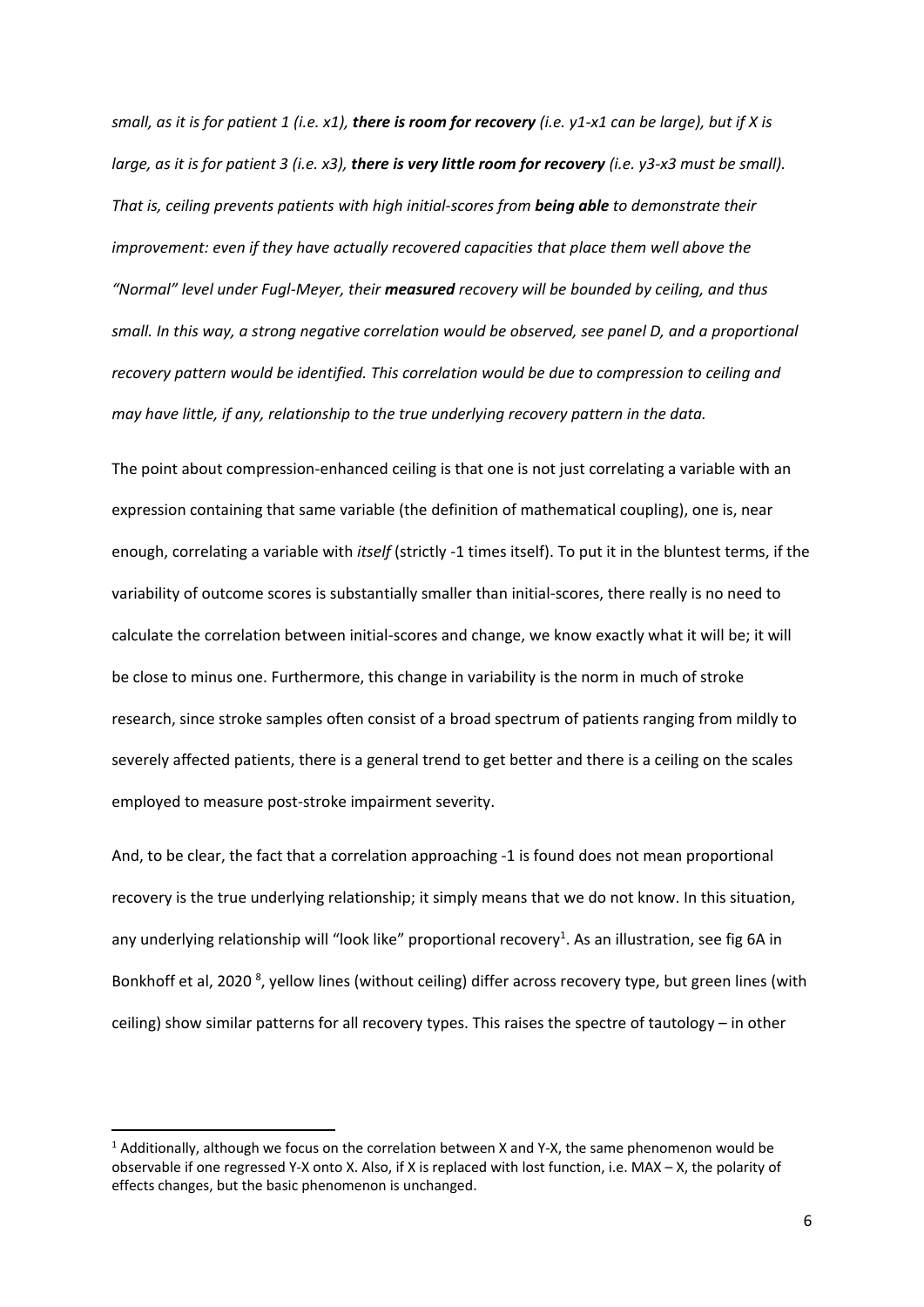*small, as it is for patient 1 (i.e. x1), **there is room for recovery** (i.e. y1-x1 can be large), but if X is large, as it is for patient 3 (i.e. x3), **there is very little room for recovery** (i.e. y3-x3 must be small). That is, ceiling prevents patients with high initial-scores from **being able** to demonstrate their improvement: even if they have actually recovered capacities that place them well above the "Normal" level under Fugl-Meyer, their **measured** recovery will be bounded by ceiling, and thus small. In this way, a strong negative correlation would be observed, see panel D, and a proportional recovery pattern would be identified. This correlation would be due to compression to ceiling and may have little, if any, relationship to the true underlying recovery pattern in the data.*

The point about compression-enhanced ceiling is that one is not just correlating a variable with an expression containing that same variable (the definition of mathematical coupling), one is, near enough, correlating a variable with *itself* (strictly -1 times itself). To put it in the bluntest terms, if the variability of outcome scores is substantially smaller than initial-scores, there really is no need to calculate the correlation between initial-scores and change, we know exactly what it will be; it will be close to minus one. Furthermore, this change in variability is the norm in much of stroke research, since stroke samples often consist of a broad spectrum of patients ranging from mildly to severely affected patients, there is a general trend to get better and there is a ceiling on the scales employed to measure post-stroke impairment severity.

And, to be clear, the fact that a correlation approaching -1 is found does not mean proportional recovery is the true underlying relationship; it simply means that we do not know. In this situation, any underlying relationship will "look like" proportional recovery[1]. As an illustration, see fig 6A in Bonkhoff et al, 2020 [8], yellow lines (without ceiling) differ across recovery type, but green lines (with ceiling) show similar patterns for all recovery types. This raises the spectre of tautology – in other

[1] Additionally, although we focus on the correlation between X and Y-X, the same phenomenon would be observable if one regressed Y-X onto X. Also, if X is replaced with lost function, i.e. MAX – X, the polarity of effects changes, but the basic phenomenon is unchanged.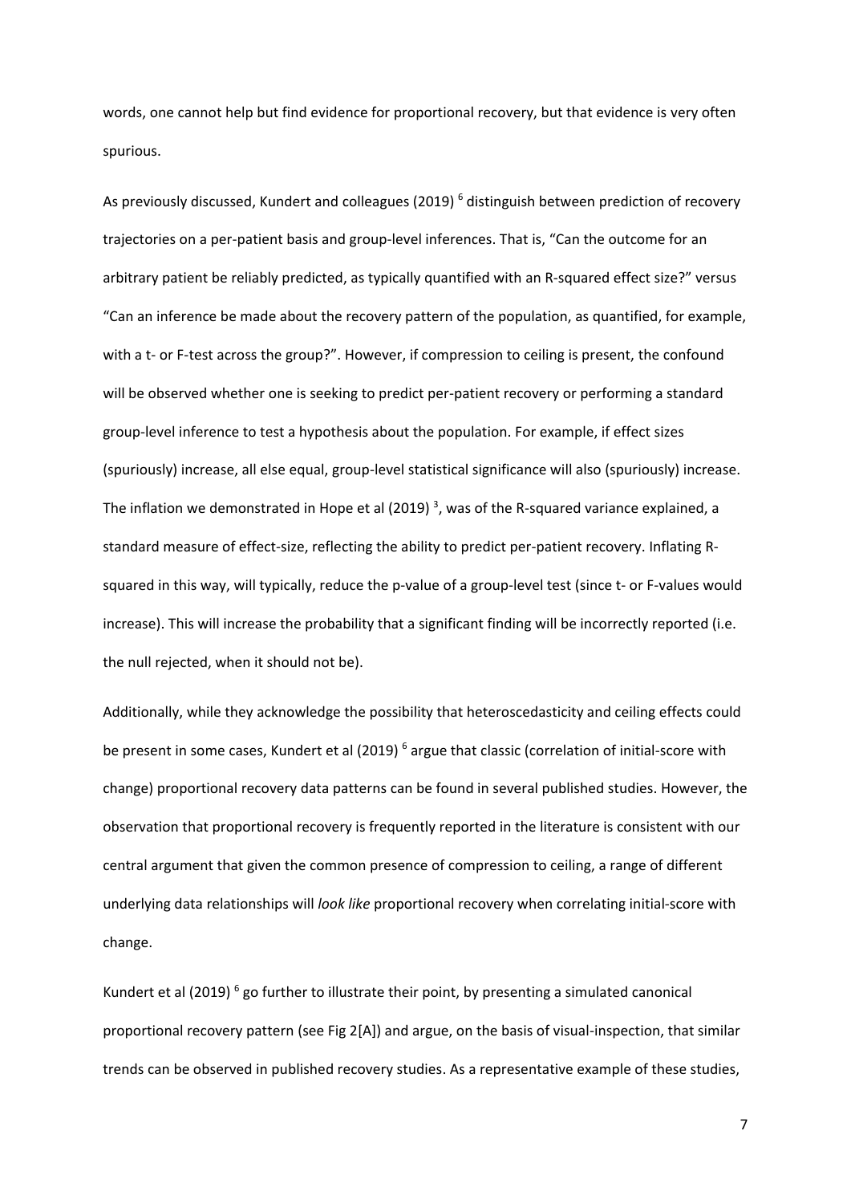words, one cannot help but find evidence for proportional recovery, but that evidence is very often spurious.

As previously discussed, Kundert and colleagues (2019) [6] distinguish between prediction of recovery trajectories on a per-patient basis and group-level inferences. That is, "Can the outcome for an arbitrary patient be reliably predicted, as typically quantified with an R-squared effect size?" versus "Can an inference be made about the recovery pattern of the population, as quantified, for example, with a t- or F-test across the group?". However, if compression to ceiling is present, the confound will be observed whether one is seeking to predict per-patient recovery or performing a standard group-level inference to test a hypothesis about the population. For example, if effect sizes (spuriously) increase, all else equal, group-level statistical significance will also (spuriously) increase. The inflation we demonstrated in Hope et al (2019) [3], was of the R-squared variance explained, a standard measure of effect-size, reflecting the ability to predict per-patient recovery. Inflating R-squared in this way, will typically, reduce the p-value of a group-level test (since t- or F-values would increase). This will increase the probability that a significant finding will be incorrectly reported (i.e. the null rejected, when it should not be).

Additionally, while they acknowledge the possibility that heteroscedasticity and ceiling effects could be present in some cases, Kundert et al (2019) [6] argue that classic (correlation of initial-score with change) proportional recovery data patterns can be found in several published studies. However, the observation that proportional recovery is frequently reported in the literature is consistent with our central argument that given the common presence of compression to ceiling, a range of different underlying data relationships will *look like* proportional recovery when correlating initial-score with change.

Kundert et al (2019) [6] go further to illustrate their point, by presenting a simulated canonical proportional recovery pattern (see Fig 2[A]) and argue, on the basis of visual-inspection, that similar trends can be observed in published recovery studies. As a representative example of these studies,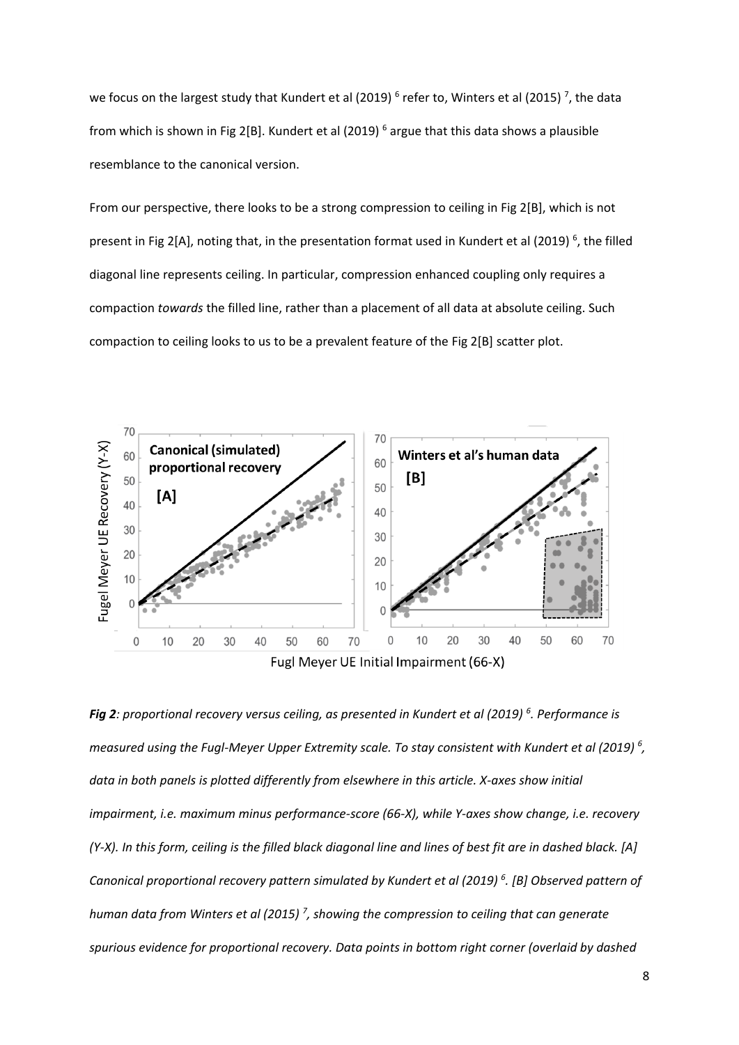we focus on the largest study that Kundert et al (2019) [6] refer to, Winters et al (2015) [7], the data from which is shown in Fig 2[B]. Kundert et al (2019) [6] argue that this data shows a plausible resemblance to the canonical version.

From our perspective, there looks to be a strong compression to ceiling in Fig 2[B], which is not present in Fig 2[A], noting that, in the presentation format used in Kundert et al (2019) [6], the filled diagonal line represents ceiling. In particular, compression enhanced coupling only requires a compaction *towards* the filled line, rather than a placement of all data at absolute ceiling. Such compaction to ceiling looks to us to be a prevalent feature of the Fig 2[B] scatter plot.

***Fig 2****: proportional recovery versus ceiling, as presented in Kundert et al (2019) [6]. Performance is measured using the Fugl-Meyer Upper Extremity scale. To stay consistent with Kundert et al (2019) [6], data in both panels is plotted differently from elsewhere in this article. X-axes show initial impairment, i.e. maximum minus performance-score (66-X), while Y-axes show change, i.e. recovery (Y-X). In this form, ceiling is the filled black diagonal line and lines of best fit are in dashed black. [A] Canonical proportional recovery pattern simulated by Kundert et al (2019) [6]. [B] Observed pattern of human data from Winters et al (2015) [7], showing the compression to ceiling that can generate spurious evidence for proportional recovery. Data points in bottom right corner (overlaid by dashed*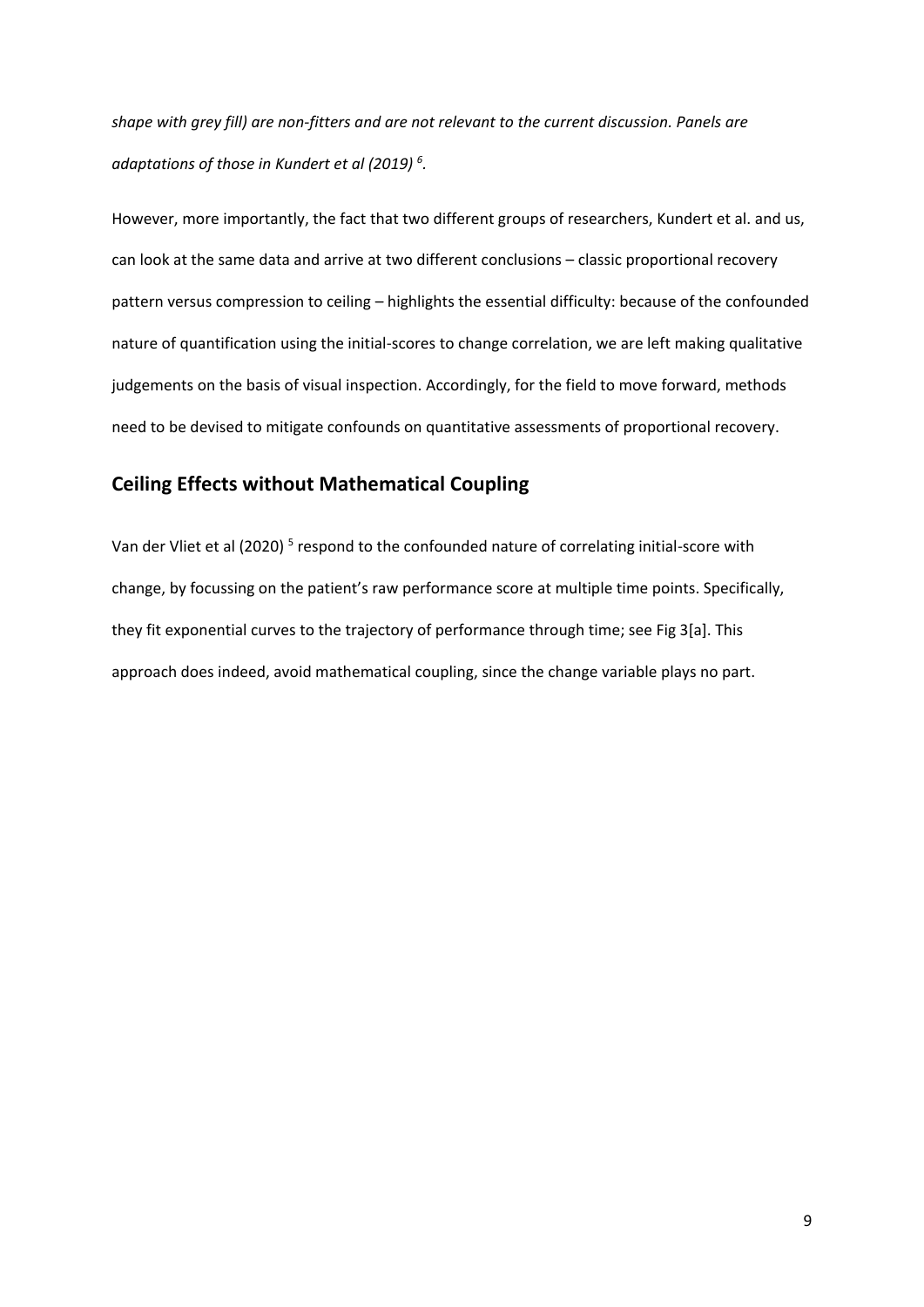*shape with grey fill) are non-fitters and are not relevant to the current discussion. Panels are adaptations of those in Kundert et al (2019)* [6]*.*

However, more importantly, the fact that two different groups of researchers, Kundert et al. and us, can look at the same data and arrive at two different conclusions – classic proportional recovery pattern versus compression to ceiling – highlights the essential difficulty: because of the confounded nature of quantification using the initial-scores to change correlation, we are left making qualitative judgements on the basis of visual inspection. Accordingly, for the field to move forward, methods need to be devised to mitigate confounds on quantitative assessments of proportional recovery.

## Ceiling Effects without Mathematical Coupling

Van der Vliet et al (2020) [5] respond to the confounded nature of correlating initial-score with change, by focussing on the patient's raw performance score at multiple time points. Specifically, they fit exponential curves to the trajectory of performance through time; see Fig 3[a]. This approach does indeed, avoid mathematical coupling, since the change variable plays no part.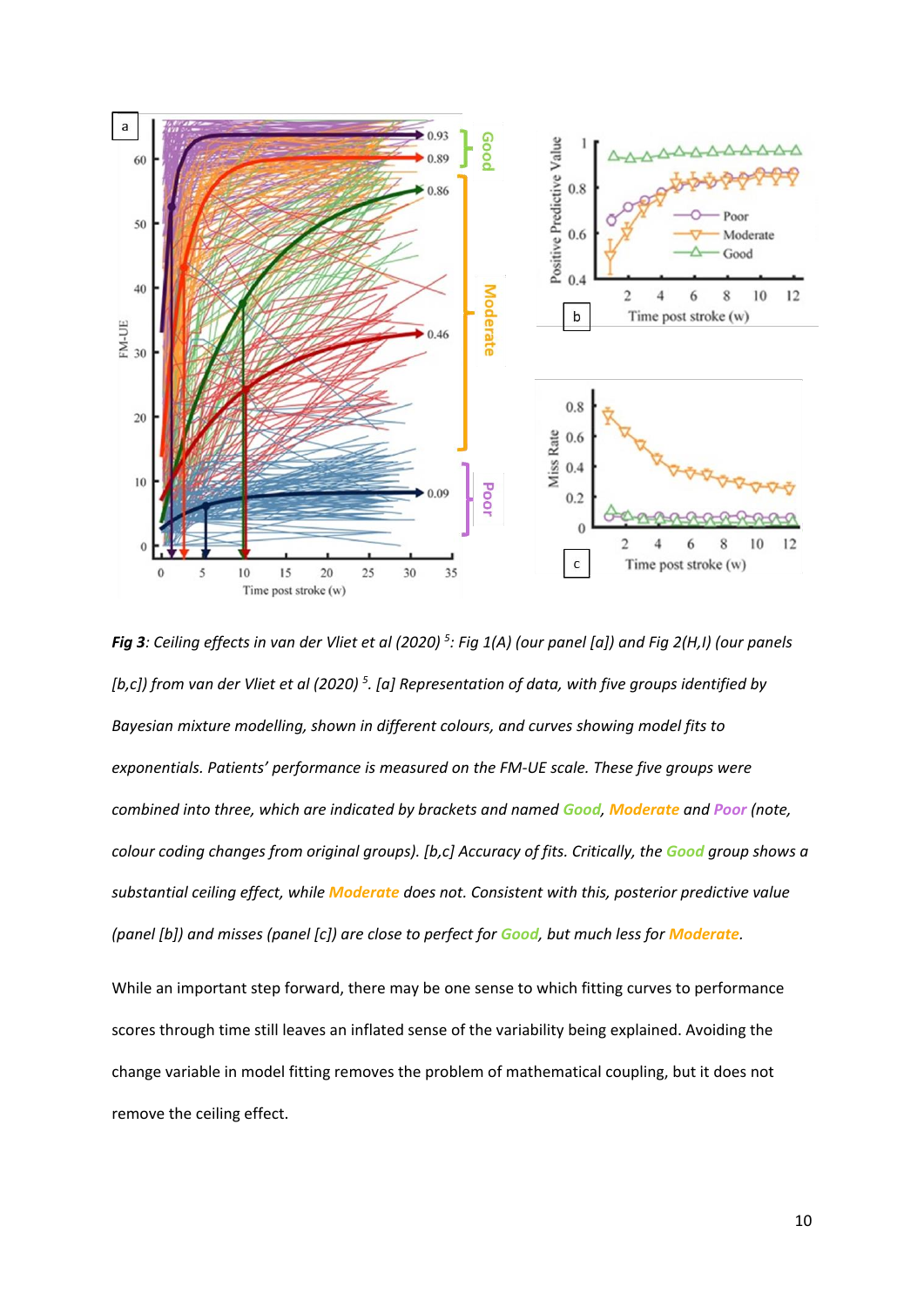***Fig 3**: Ceiling effects in van der Vliet et al (2020) [5]: Fig 1(A) (our panel [a]) and Fig 2(H,I) (our panels [b,c]) from van der Vliet et al (2020) [5]. [a] Representation of data, with five groups identified by Bayesian mixture modelling, shown in different colours, and curves showing model fits to exponentials. Patients' performance is measured on the FM-UE scale. These five groups were combined into three, which are indicated by brackets and named Good, Moderate and Poor (note, colour coding changes from original groups). [b,c] Accuracy of fits. Critically, the Good group shows a substantial ceiling effect, while Moderate does not. Consistent with this, posterior predictive value (panel [b]) and misses (panel [c]) are close to perfect for Good, but much less for Moderate.*

While an important step forward, there may be one sense to which fitting curves to performance scores through time still leaves an inflated sense of the variability being explained. Avoiding the change variable in model fitting removes the problem of mathematical coupling, but it does not remove the ceiling effect.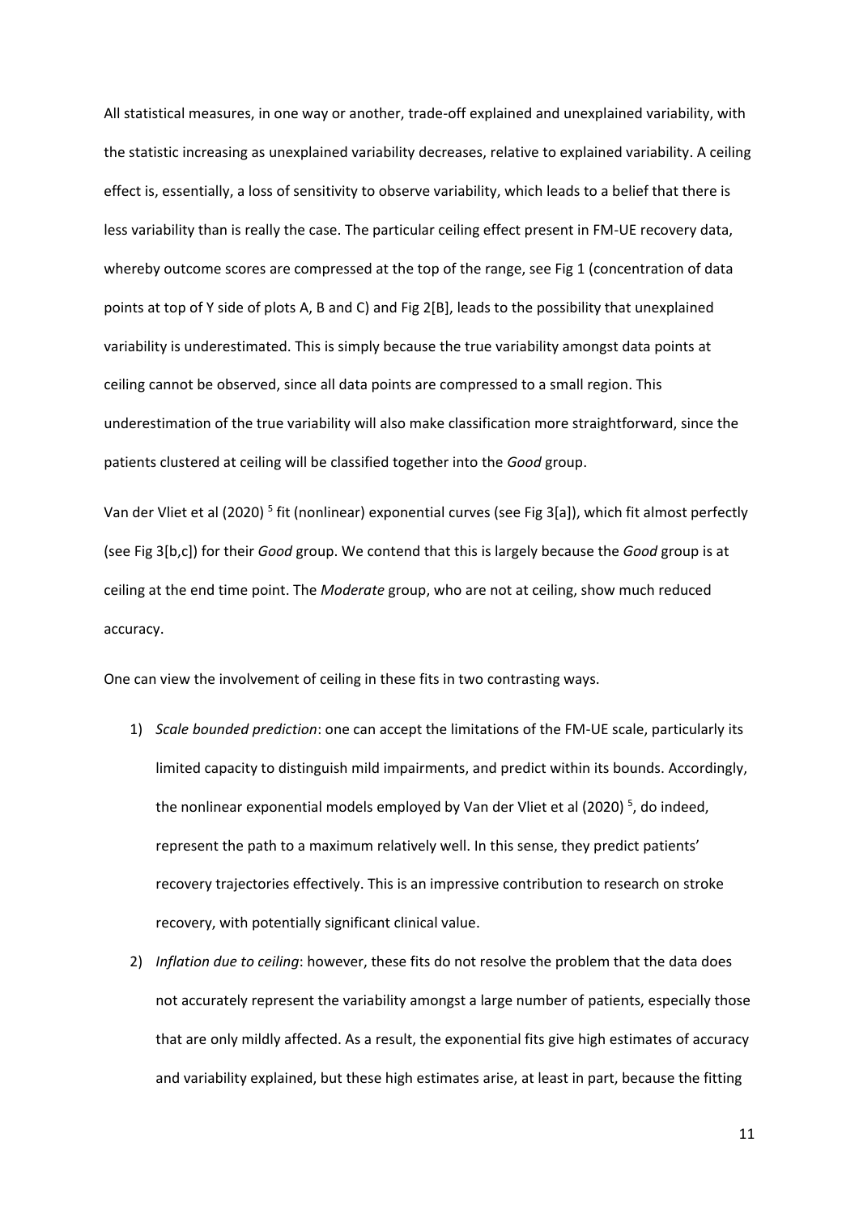All statistical measures, in one way or another, trade-off explained and unexplained variability, with the statistic increasing as unexplained variability decreases, relative to explained variability. A ceiling effect is, essentially, a loss of sensitivity to observe variability, which leads to a belief that there is less variability than is really the case. The particular ceiling effect present in FM-UE recovery data, whereby outcome scores are compressed at the top of the range, see Fig 1 (concentration of data points at top of Y side of plots A, B and C) and Fig 2[B], leads to the possibility that unexplained variability is underestimated. This is simply because the true variability amongst data points at ceiling cannot be observed, since all data points are compressed to a small region. This underestimation of the true variability will also make classification more straightforward, since the patients clustered at ceiling will be classified together into the *Good* group.

Van der Vliet et al (2020) [5] fit (nonlinear) exponential curves (see Fig 3[a]), which fit almost perfectly (see Fig 3[b,c]) for their *Good* group. We contend that this is largely because the *Good* group is at ceiling at the end time point. The *Moderate* group, who are not at ceiling, show much reduced accuracy.

One can view the involvement of ceiling in these fits in two contrasting ways.

1) *Scale bounded prediction*: one can accept the limitations of the FM-UE scale, particularly its limited capacity to distinguish mild impairments, and predict within its bounds. Accordingly, the nonlinear exponential models employed by Van der Vliet et al (2020) [5], do indeed, represent the path to a maximum relatively well. In this sense, they predict patients' recovery trajectories effectively. This is an impressive contribution to research on stroke recovery, with potentially significant clinical value.
2) *Inflation due to ceiling*: however, these fits do not resolve the problem that the data does not accurately represent the variability amongst a large number of patients, especially those that are only mildly affected. As a result, the exponential fits give high estimates of accuracy and variability explained, but these high estimates arise, at least in part, because the fitting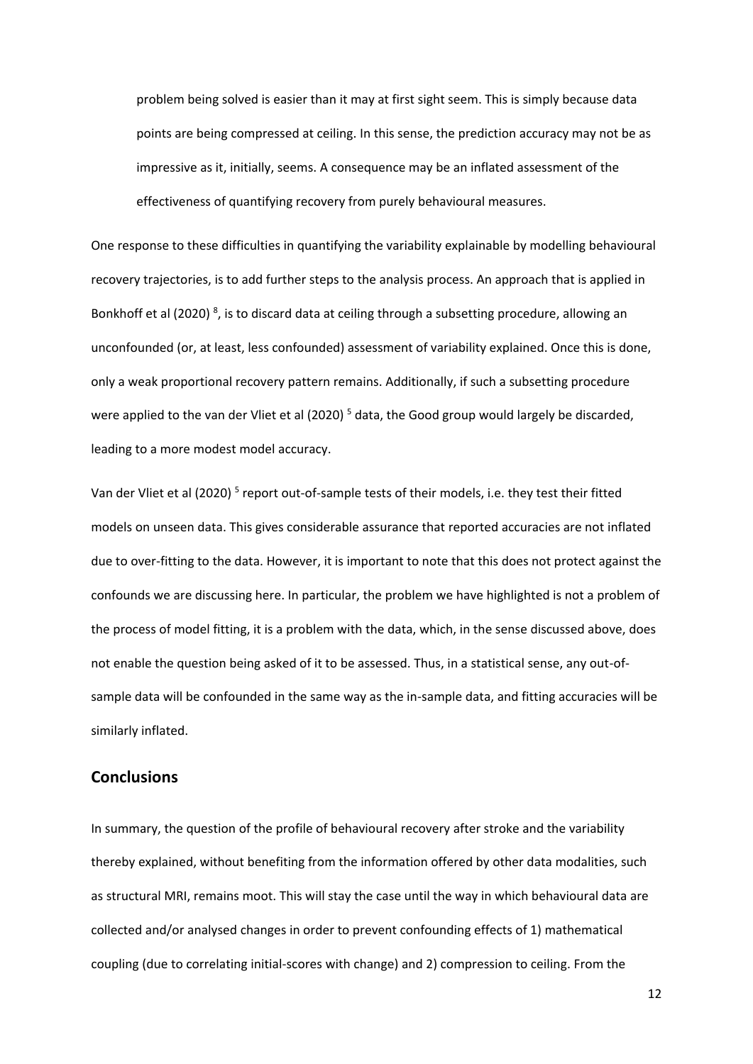problem being solved is easier than it may at first sight seem. This is simply because data points are being compressed at ceiling. In this sense, the prediction accuracy may not be as impressive as it, initially, seems. A consequence may be an inflated assessment of the effectiveness of quantifying recovery from purely behavioural measures.

One response to these difficulties in quantifying the variability explainable by modelling behavioural recovery trajectories, is to add further steps to the analysis process. An approach that is applied in Bonkhoff et al (2020) [8], is to discard data at ceiling through a subsetting procedure, allowing an unconfounded (or, at least, less confounded) assessment of variability explained. Once this is done, only a weak proportional recovery pattern remains. Additionally, if such a subsetting procedure were applied to the van der Vliet et al (2020) [5] data, the Good group would largely be discarded, leading to a more modest model accuracy.

Van der Vliet et al (2020) [5] report out-of-sample tests of their models, i.e. they test their fitted models on unseen data. This gives considerable assurance that reported accuracies are not inflated due to over-fitting to the data. However, it is important to note that this does not protect against the confounds we are discussing here. In particular, the problem we have highlighted is not a problem of the process of model fitting, it is a problem with the data, which, in the sense discussed above, does not enable the question being asked of it to be assessed. Thus, in a statistical sense, any out-of-sample data will be confounded in the same way as the in-sample data, and fitting accuracies will be similarly inflated.

## Conclusions

In summary, the question of the profile of behavioural recovery after stroke and the variability thereby explained, without benefiting from the information offered by other data modalities, such as structural MRI, remains moot. This will stay the case until the way in which behavioural data are collected and/or analysed changes in order to prevent confounding effects of 1) mathematical coupling (due to correlating initial-scores with change) and 2) compression to ceiling. From the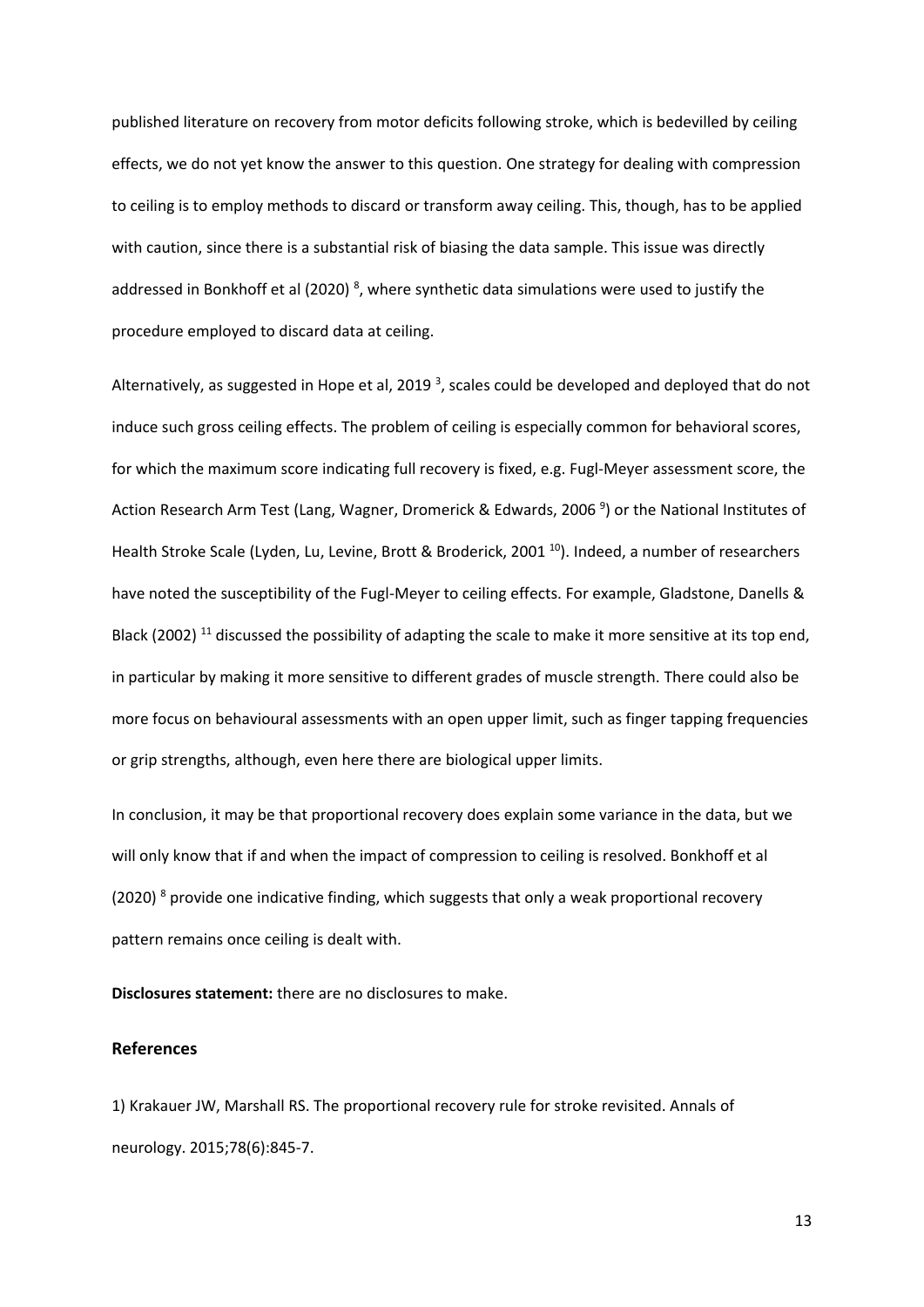published literature on recovery from motor deficits following stroke, which is bedevilled by ceiling effects, we do not yet know the answer to this question. One strategy for dealing with compression to ceiling is to employ methods to discard or transform away ceiling. This, though, has to be applied with caution, since there is a substantial risk of biasing the data sample. This issue was directly addressed in Bonkhoff et al (2020) [8], where synthetic data simulations were used to justify the procedure employed to discard data at ceiling.

Alternatively, as suggested in Hope et al, 2019 [3], scales could be developed and deployed that do not induce such gross ceiling effects. The problem of ceiling is especially common for behavioral scores, for which the maximum score indicating full recovery is fixed, e.g. Fugl-Meyer assessment score, the Action Research Arm Test (Lang, Wagner, Dromerick & Edwards, 2006 [9]) or the National Institutes of Health Stroke Scale (Lyden, Lu, Levine, Brott & Broderick, 2001 [10]). Indeed, a number of researchers have noted the susceptibility of the Fugl-Meyer to ceiling effects. For example, Gladstone, Danells & Black (2002) [11] discussed the possibility of adapting the scale to make it more sensitive at its top end, in particular by making it more sensitive to different grades of muscle strength. There could also be more focus on behavioural assessments with an open upper limit, such as finger tapping frequencies or grip strengths, although, even here there are biological upper limits.

In conclusion, it may be that proportional recovery does explain some variance in the data, but we will only know that if and when the impact of compression to ceiling is resolved. Bonkhoff et al (2020) [8] provide one indicative finding, which suggests that only a weak proportional recovery pattern remains once ceiling is dealt with.

**Disclosures statement:** there are no disclosures to make.

## References

1) Krakauer JW, Marshall RS. The proportional recovery rule for stroke revisited. Annals of neurology. 2015;78(6):845-7.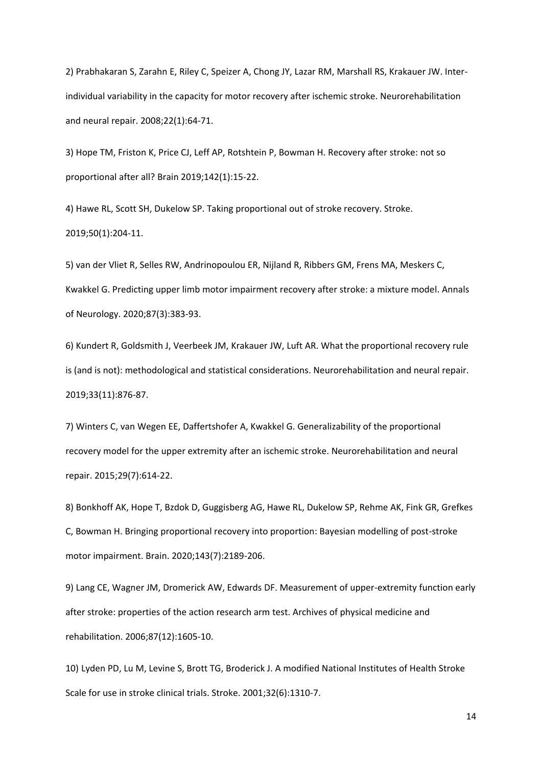2) Prabhakaran S, Zarahn E, Riley C, Speizer A, Chong JY, Lazar RM, Marshall RS, Krakauer JW. Inter-individual variability in the capacity for motor recovery after ischemic stroke. Neurorehabilitation and neural repair. 2008;22(1):64-71.

3) Hope TM, Friston K, Price CJ, Leff AP, Rotshtein P, Bowman H. Recovery after stroke: not so proportional after all? Brain 2019;142(1):15-22.

4) Hawe RL, Scott SH, Dukelow SP. Taking proportional out of stroke recovery. Stroke. 2019;50(1):204-11.

5) van der Vliet R, Selles RW, Andrinopoulou ER, Nijland R, Ribbers GM, Frens MA, Meskers C, Kwakkel G. Predicting upper limb motor impairment recovery after stroke: a mixture model. Annals of Neurology. 2020;87(3):383-93.

6) Kundert R, Goldsmith J, Veerbeek JM, Krakauer JW, Luft AR. What the proportional recovery rule is (and is not): methodological and statistical considerations. Neurorehabilitation and neural repair. 2019;33(11):876-87.

7) Winters C, van Wegen EE, Daffertshofer A, Kwakkel G. Generalizability of the proportional recovery model for the upper extremity after an ischemic stroke. Neurorehabilitation and neural repair. 2015;29(7):614-22.

8) Bonkhoff AK, Hope T, Bzdok D, Guggisberg AG, Hawe RL, Dukelow SP, Rehme AK, Fink GR, Grefkes C, Bowman H. Bringing proportional recovery into proportion: Bayesian modelling of post-stroke motor impairment. Brain. 2020;143(7):2189-206.

9) Lang CE, Wagner JM, Dromerick AW, Edwards DF. Measurement of upper-extremity function early after stroke: properties of the action research arm test. Archives of physical medicine and rehabilitation. 2006;87(12):1605-10.

10) Lyden PD, Lu M, Levine S, Brott TG, Broderick J. A modified National Institutes of Health Stroke Scale for use in stroke clinical trials. Stroke. 2001;32(6):1310-7.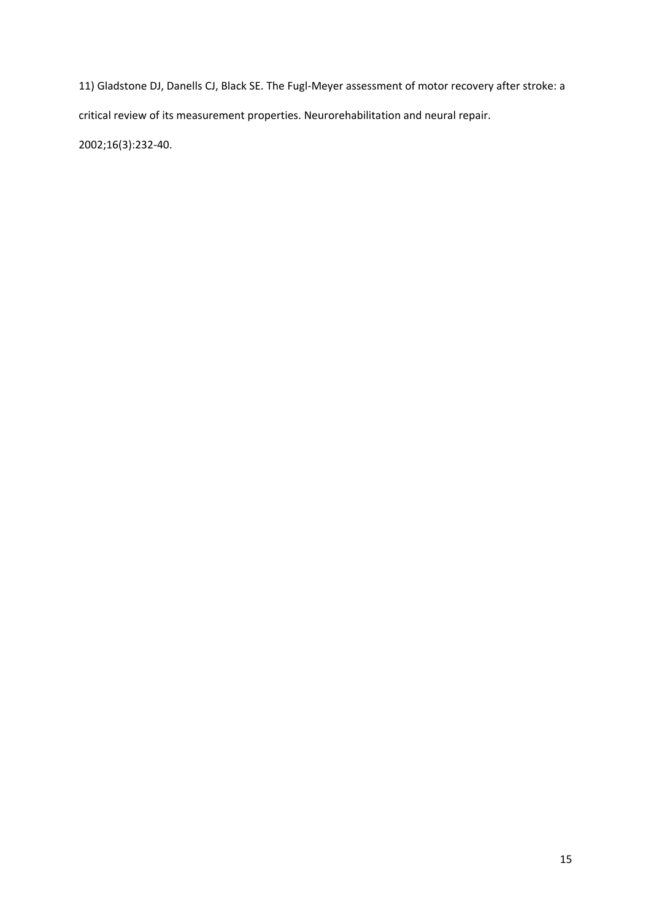11) Gladstone DJ, Danells CJ, Black SE. The Fugl-Meyer assessment of motor recovery after stroke: a critical review of its measurement properties. Neurorehabilitation and neural repair. 2002;16(3):232-40.